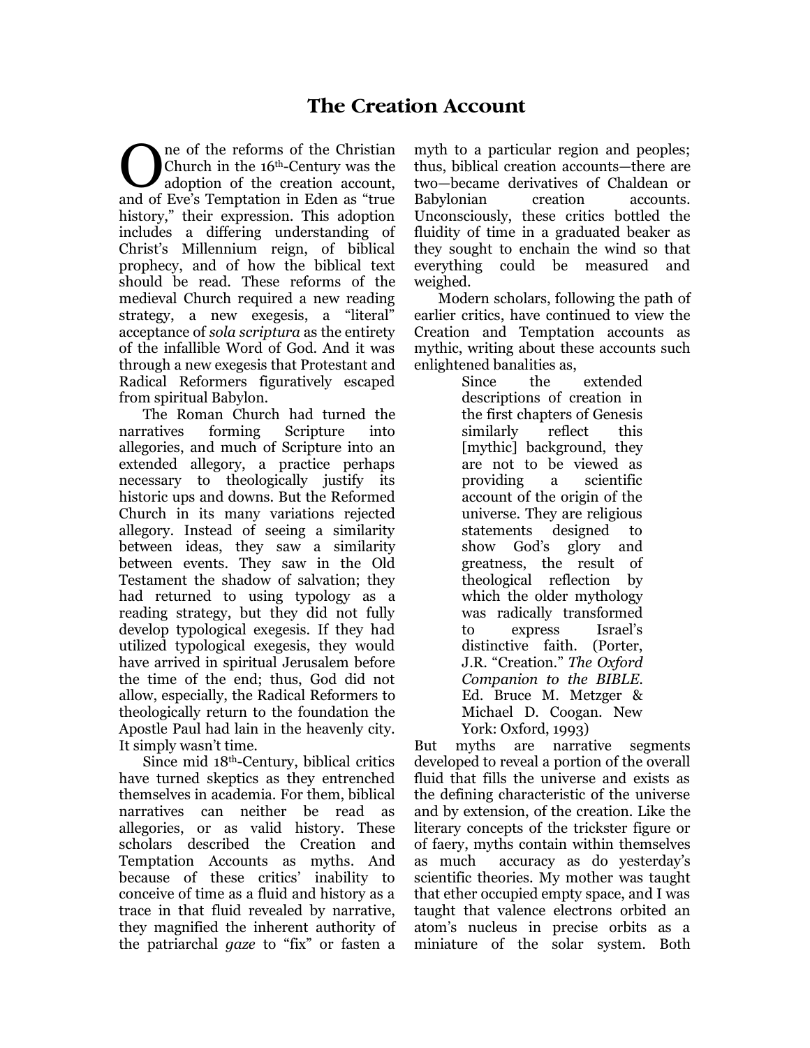# The Creation Account

One of the reforms of the Christian Church in the 16th-Century was the adoption of the creation account, and of Eve's Temptation in Eden as "true history," their expression. This adoption includes a differing understanding of Christ's Millennium reign, of biblical prophecy, and of how the biblical text should be read. These reforms of the medieval Church required a new reading strategy, a new exegesis, a "literal" acceptance of *sola scriptura* as the entirety of the infallible Word of God. And it was through a new exegesis that Protestant and Radical Reformers figuratively escaped from spiritual Babylon.

The Roman Church had turned the narratives forming Scripture into allegories, and much of Scripture into an extended allegory, a practice perhaps necessary to theologically justify its historic ups and downs. But the Reformed Church in its many variations rejected allegory. Instead of seeing a similarity between ideas, they saw a similarity between events. They saw in the Old Testament the shadow of salvation; they had returned to using typology as a reading strategy, but they did not fully develop typological exegesis. If they had utilized typological exegesis, they would have arrived in spiritual Jerusalem before the time of the end; thus, God did not allow, especially, the Radical Reformers to theologically return to the foundation the Apostle Paul had lain in the heavenly city. It simply wasn't time.

Since mid 18th-Century, biblical critics have turned skeptics as they entrenched themselves in academia. For them, biblical narratives can neither be read as allegories, or as valid history. These scholars described the Creation and Temptation Accounts as myths. And because of these critics' inability to conceive of time as a fluid and history as a trace in that fluid revealed by narrative, they magnified the inherent authority of the patriarchal *gaze* to "fix" or fasten a myth to a particular region and peoples; thus, biblical creation accounts—there are two—became derivatives of Chaldean or Babylonian creation accounts. Unconsciously, these critics bottled the fluidity of time in a graduated beaker as they sought to enchain the wind so that everything could be measured and weighed.

Modern scholars, following the path of earlier critics, have continued to view the Creation and Temptation accounts as mythic, writing about these accounts such enlightened banalities as,

> Since the extended descriptions of creation in the first chapters of Genesis similarly reflect this [mythic] background, they are not to be viewed as providing a scientific account of the origin of the universe. They are religious statements designed to show God's glory and greatness, the result of theological reflection by which the older mythology was radically transformed to express Israel's distinctive faith. (Porter, J.R. "Creation." *The Oxford Companion to the BIBLE*. Ed. Bruce M. Metzger & Michael D. Coogan. New York: Oxford, 1993)

But myths are narrative segments developed to reveal a portion of the overall fluid that fills the universe and exists as the defining characteristic of the universe and by extension, of the creation. Like the literary concepts of the trickster figure or of faery, myths contain within themselves as much accuracy as do yesterday's scientific theories. My mother was taught that ether occupied empty space, and I was taught that valence electrons orbited an atom's nucleus in precise orbits as a miniature of the solar system. Both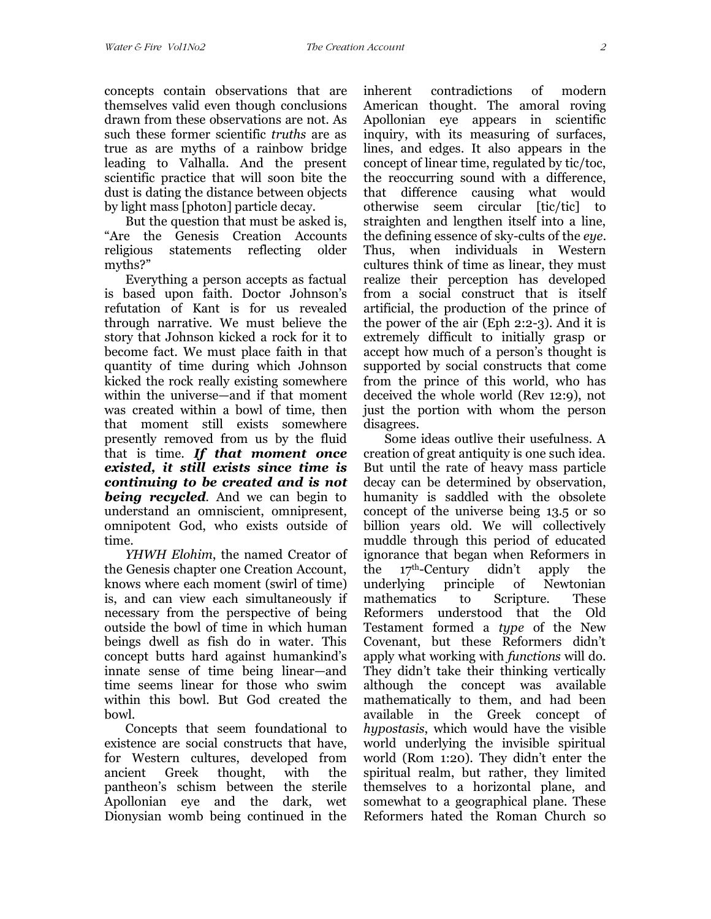concepts contain observations that are themselves valid even though conclusions drawn from these observations are not. As such these former scientific *truths* are as true as are myths of a rainbow bridge leading to Valhalla. And the present scientific practice that will soon bite the dust is dating the distance between objects by light mass [photon] particle decay.

But the question that must be asked is, "Are the Genesis Creation Accounts religious statements reflecting older myths?"

Everything a person accepts as factual is based upon faith. Doctor Johnson's refutation of Kant is for us revealed through narrative. We must believe the story that Johnson kicked a rock for it to become fact. We must place faith in that quantity of time during which Johnson kicked the rock really existing somewhere within the universe—and if that moment was created within a bowl of time, then that moment still exists somewhere presently removed from us by the fluid that is time. ***If that moment once existed, it still exists since time is continuing to be created and is not being recycled***. And we can begin to understand an omniscient, omnipresent, omnipotent God, who exists outside of time.

*YHWH Elohim*, the named Creator of the Genesis chapter one Creation Account, knows where each moment (swirl of time) is, and can view each simultaneously if necessary from the perspective of being outside the bowl of time in which human beings dwell as fish do in water. This concept butts hard against humankind's innate sense of time being linear—and time seems linear for those who swim within this bowl. But God created the bowl.

Concepts that seem foundational to existence are social constructs that have, for Western cultures, developed from ancient Greek thought, with the pantheon's schism between the sterile Apollonian eye and the dark, wet Dionysian womb being continued in the inherent contradictions of modern American thought. The amoral roving Apollonian eye appears in scientific inquiry, with its measuring of surfaces, lines, and edges. It also appears in the concept of linear time, regulated by tic/toc, the reoccurring sound with a difference, that difference causing what would otherwise seem circular [tic/tic] to straighten and lengthen itself into a line, the defining essence of sky-cults of the *eye*. Thus, when individuals in Western cultures think of time as linear, they must realize their perception has developed from a social construct that is itself artificial, the production of the prince of the power of the air (Eph 2:2-3). And it is extremely difficult to initially grasp or accept how much of a person's thought is supported by social constructs that come from the prince of this world, who has deceived the whole world (Rev 12:9), not just the portion with whom the person disagrees.

Some ideas outlive their usefulness. A creation of great antiquity is one such idea. But until the rate of heavy mass particle decay can be determined by observation, humanity is saddled with the obsolete concept of the universe being 13.5 or so billion years old. We will collectively muddle through this period of educated ignorance that began when Reformers in the 17th-Century didn't apply the underlying principle of Newtonian mathematics to Scripture. These Reformers understood that the Old Testament formed a *type* of the New Covenant, but these Reformers didn't apply what working with *functions* will do. They didn't take their thinking vertically although the concept was available mathematically to them, and had been available in the Greek concept of *hypostasis*, which would have the visible world underlying the invisible spiritual world (Rom 1:20). They didn't enter the spiritual realm, but rather, they limited themselves to a horizontal plane, and somewhat to a geographical plane. These Reformers hated the Roman Church so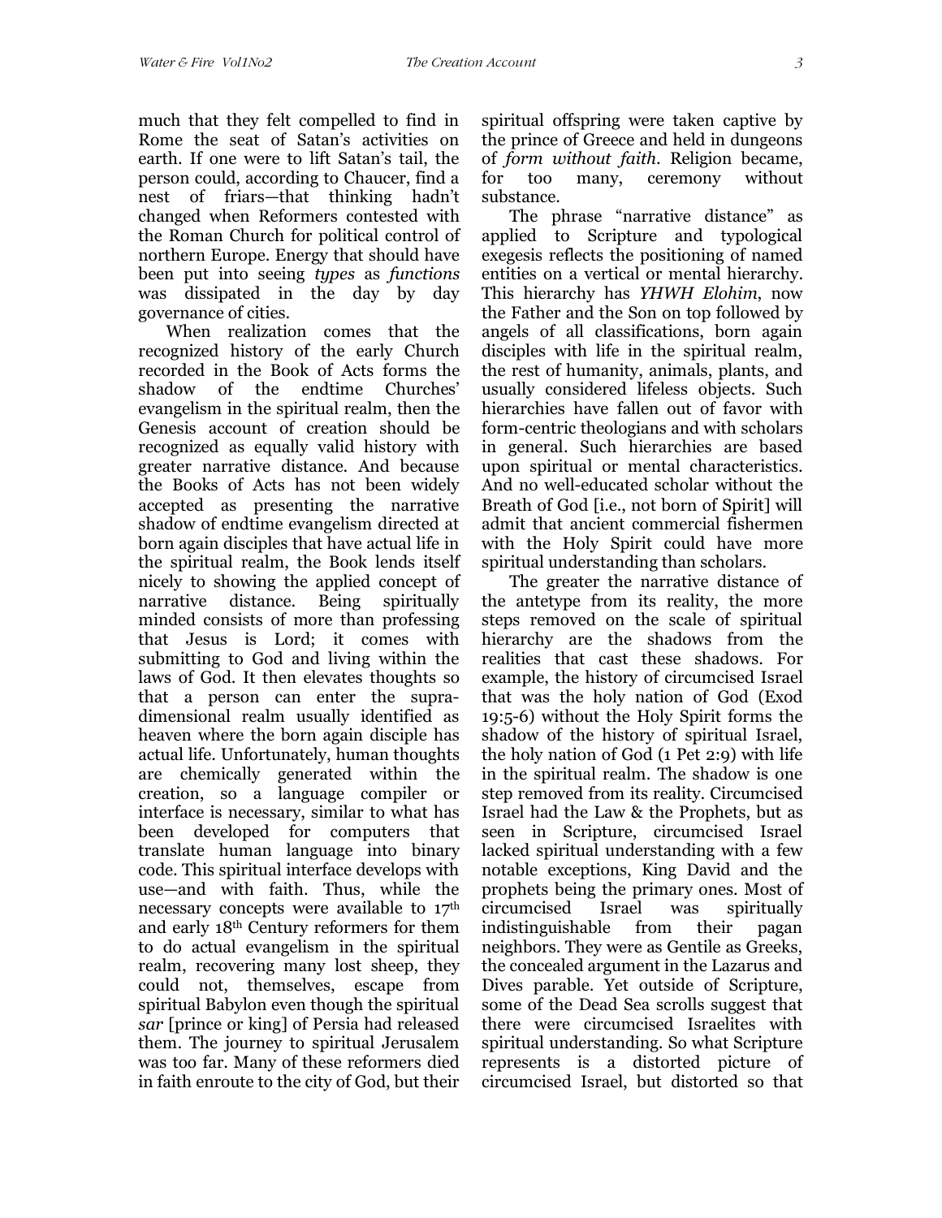much that they felt compelled to find in Rome the seat of Satan's activities on earth. If one were to lift Satan's tail, the person could, according to Chaucer, find a nest of friars—that thinking hadn't changed when Reformers contested with the Roman Church for political control of northern Europe. Energy that should have been put into seeing *types* as *functions* was dissipated in the day by day governance of cities.

When realization comes that the recognized history of the early Church recorded in the Book of Acts forms the shadow of the endtime Churches' evangelism in the spiritual realm, then the Genesis account of creation should be recognized as equally valid history with greater narrative distance. And because the Books of Acts has not been widely accepted as presenting the narrative shadow of endtime evangelism directed at born again disciples that have actual life in the spiritual realm, the Book lends itself nicely to showing the applied concept of narrative distance. Being spiritually minded consists of more than professing that Jesus is Lord; it comes with submitting to God and living within the laws of God. It then elevates thoughts so that a person can enter the supra-dimensional realm usually identified as heaven where the born again disciple has actual life. Unfortunately, human thoughts are chemically generated within the creation, so a language compiler or interface is necessary, similar to what has been developed for computers that translate human language into binary code. This spiritual interface develops with use—and with faith. Thus, while the necessary concepts were available to 17th and early 18th Century reformers for them to do actual evangelism in the spiritual realm, recovering many lost sheep, they could not, themselves, escape from spiritual Babylon even though the spiritual *sar* [prince or king] of Persia had released them. The journey to spiritual Jerusalem was too far. Many of these reformers died in faith enroute to the city of God, but their spiritual offspring were taken captive by the prince of Greece and held in dungeons of *form without faith*. Religion became, for too many, ceremony without substance.

The phrase "narrative distance" as applied to Scripture and typological exegesis reflects the positioning of named entities on a vertical or mental hierarchy. This hierarchy has *YHWH Elohim*, now the Father and the Son on top followed by angels of all classifications, born again disciples with life in the spiritual realm, the rest of humanity, animals, plants, and usually considered lifeless objects. Such hierarchies have fallen out of favor with form-centric theologians and with scholars in general. Such hierarchies are based upon spiritual or mental characteristics. And no well-educated scholar without the Breath of God [i.e., not born of Spirit] will admit that ancient commercial fishermen with the Holy Spirit could have more spiritual understanding than scholars.

The greater the narrative distance of the antetype from its reality, the more steps removed on the scale of spiritual hierarchy are the shadows from the realities that cast these shadows. For example, the history of circumcised Israel that was the holy nation of God (Exod 19:5-6) without the Holy Spirit forms the shadow of the history of spiritual Israel, the holy nation of God (1 Pet 2:9) with life in the spiritual realm. The shadow is one step removed from its reality. Circumcised Israel had the Law & the Prophets, but as seen in Scripture, circumcised Israel lacked spiritual understanding with a few notable exceptions, King David and the prophets being the primary ones. Most of circumcised Israel was spiritually indistinguishable from their pagan neighbors. They were as Gentile as Greeks, the concealed argument in the Lazarus and Dives parable. Yet outside of Scripture, some of the Dead Sea scrolls suggest that there were circumcised Israelites with spiritual understanding. So what Scripture represents is a distorted picture of circumcised Israel, but distorted so that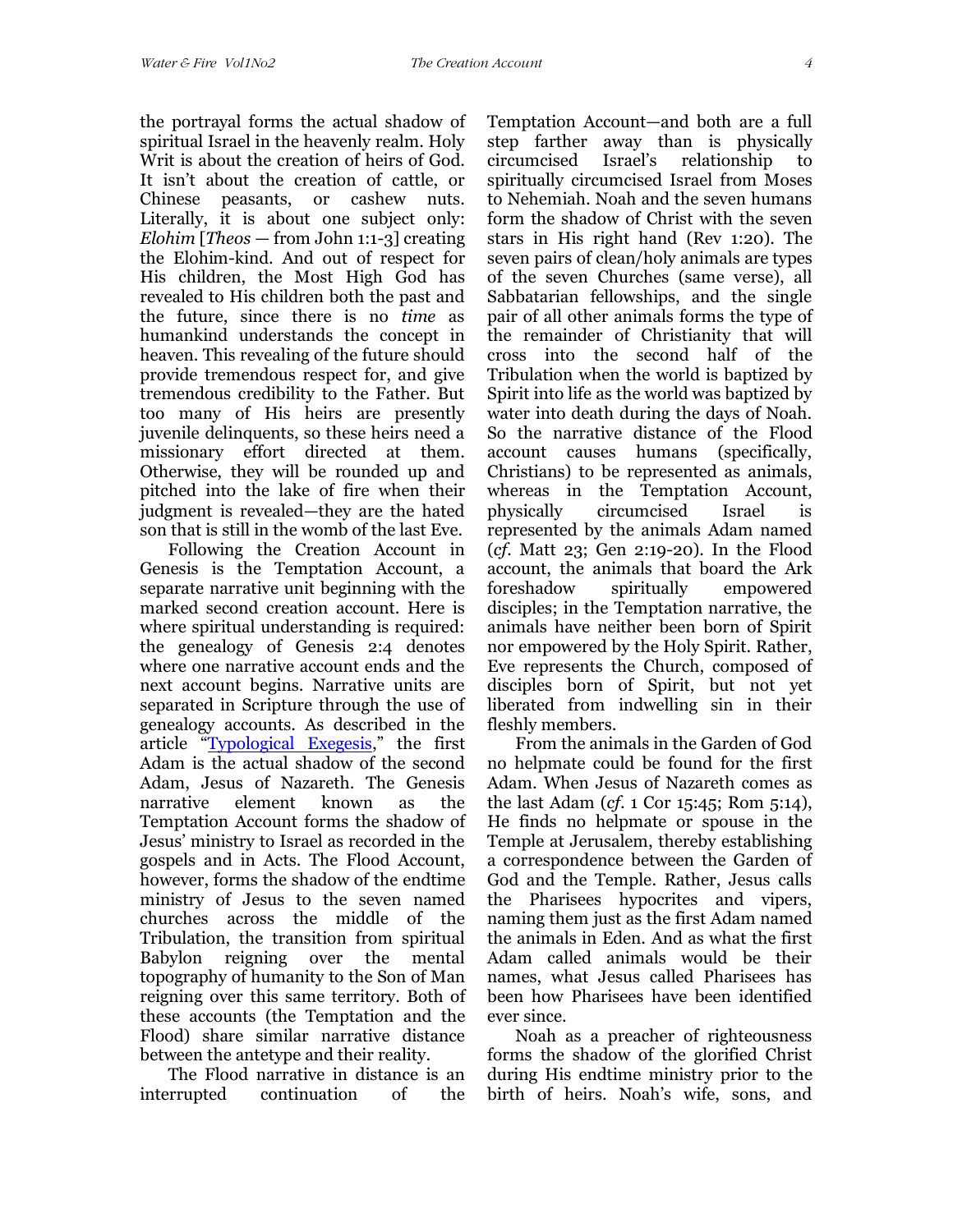the portrayal forms the actual shadow of spiritual Israel in the heavenly realm. Holy Writ is about the creation of heirs of God. It isn't about the creation of cattle, or Chinese peasants, or cashew nuts. Literally, it is about one subject only: *Elohim* [*Theos* — from John 1:1-3] creating the Elohim-kind. And out of respect for His children, the Most High God has revealed to His children both the past and the future, since there is no *time* as humankind understands the concept in heaven. This revealing of the future should provide tremendous respect for, and give tremendous credibility to the Father. But too many of His heirs are presently juvenile delinquents, so these heirs need a missionary effort directed at them. Otherwise, they will be rounded up and pitched into the lake of fire when their judgment is revealed—they are the hated son that is still in the womb of the last Eve.

Following the Creation Account in Genesis is the Temptation Account, a separate narrative unit beginning with the marked second creation account. Here is where spiritual understanding is required: the genealogy of Genesis 2:4 denotes where one narrative account ends and the next account begins. Narrative units are separated in Scripture through the use of genealogy accounts. As described in the article "Typological Exegesis," the first Adam is the actual shadow of the second Adam, Jesus of Nazareth. The Genesis narrative element known as the Temptation Account forms the shadow of Jesus' ministry to Israel as recorded in the gospels and in Acts. The Flood Account, however, forms the shadow of the endtime ministry of Jesus to the seven named churches across the middle of the Tribulation, the transition from spiritual Babylon reigning over the mental topography of humanity to the Son of Man reigning over this same territory. Both of these accounts (the Temptation and the Flood) share similar narrative distance between the antetype and their reality.

The Flood narrative in distance is an interrupted continuation of the Temptation Account—and both are a full step farther away than is physically circumcised Israel's relationship to spiritually circumcised Israel from Moses to Nehemiah. Noah and the seven humans form the shadow of Christ with the seven stars in His right hand (Rev 1:20). The seven pairs of clean/holy animals are types of the seven Churches (same verse), all Sabbatarian fellowships, and the single pair of all other animals forms the type of the remainder of Christianity that will cross into the second half of the Tribulation when the world is baptized by Spirit into life as the world was baptized by water into death during the days of Noah. So the narrative distance of the Flood account causes humans (specifically, Christians) to be represented as animals, whereas in the Temptation Account, physically circumcised Israel is represented by the animals Adam named (*cf.* Matt 23; Gen 2:19-20). In the Flood account, the animals that board the Ark foreshadow spiritually empowered disciples; in the Temptation narrative, the animals have neither been born of Spirit nor empowered by the Holy Spirit. Rather, Eve represents the Church, composed of disciples born of Spirit, but not yet liberated from indwelling sin in their fleshly members.

From the animals in the Garden of God no helpmate could be found for the first Adam. When Jesus of Nazareth comes as the last Adam (*cf.* 1 Cor 15:45; Rom 5:14), He finds no helpmate or spouse in the Temple at Jerusalem, thereby establishing a correspondence between the Garden of God and the Temple. Rather, Jesus calls the Pharisees hypocrites and vipers, naming them just as the first Adam named the animals in Eden. And as what the first Adam called animals would be their names, what Jesus called Pharisees has been how Pharisees have been identified ever since.

Noah as a preacher of righteousness forms the shadow of the glorified Christ during His endtime ministry prior to the birth of heirs. Noah's wife, sons, and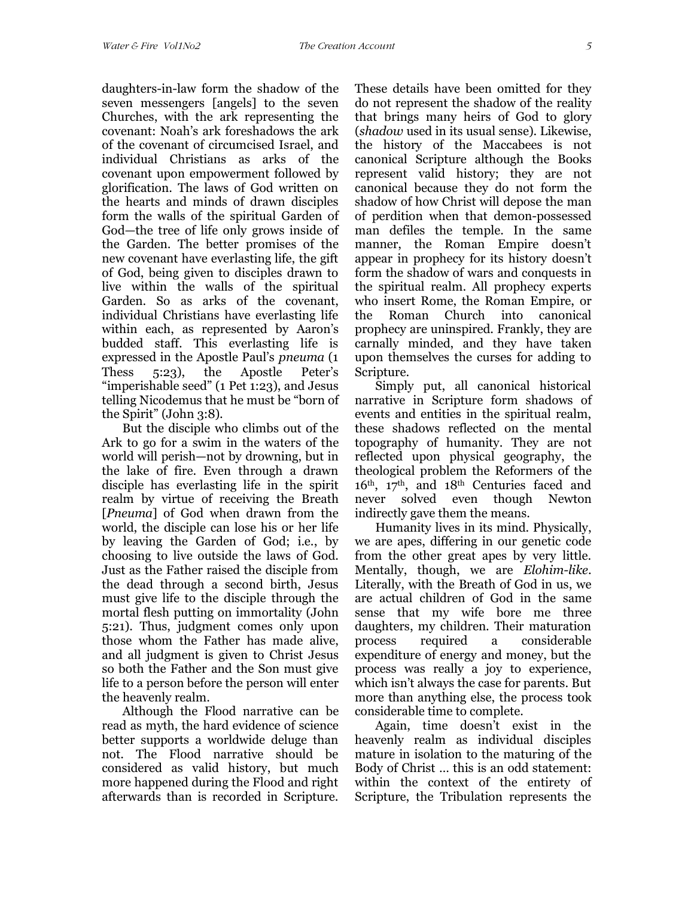daughters-in-law form the shadow of the seven messengers [angels] to the seven Churches, with the ark representing the covenant: Noah's ark foreshadows the ark of the covenant of circumcised Israel, and individual Christians as arks of the covenant upon empowerment followed by glorification. The laws of God written on the hearts and minds of drawn disciples form the walls of the spiritual Garden of God—the tree of life only grows inside of the Garden. The better promises of the new covenant have everlasting life, the gift of God, being given to disciples drawn to live within the walls of the spiritual Garden. So as arks of the covenant, individual Christians have everlasting life within each, as represented by Aaron's budded staff. This everlasting life is expressed in the Apostle Paul's *pneuma* (1 Thess 5:23), the Apostle Peter's "imperishable seed" (1 Pet 1:23), and Jesus telling Nicodemus that he must be "born of the Spirit" (John 3:8).

But the disciple who climbs out of the Ark to go for a swim in the waters of the world will perish—not by drowning, but in the lake of fire. Even through a drawn disciple has everlasting life in the spirit realm by virtue of receiving the Breath [*Pneuma*] of God when drawn from the world, the disciple can lose his or her life by leaving the Garden of God; i.e., by choosing to live outside the laws of God. Just as the Father raised the disciple from the dead through a second birth, Jesus must give life to the disciple through the mortal flesh putting on immortality (John 5:21). Thus, judgment comes only upon those whom the Father has made alive, and all judgment is given to Christ Jesus so both the Father and the Son must give life to a person before the person will enter the heavenly realm.

Although the Flood narrative can be read as myth, the hard evidence of science better supports a worldwide deluge than not. The Flood narrative should be considered as valid history, but much more happened during the Flood and right afterwards than is recorded in Scripture. These details have been omitted for they do not represent the shadow of the reality that brings many heirs of God to glory (*shadow* used in its usual sense). Likewise, the history of the Maccabees is not canonical Scripture although the Books represent valid history; they are not canonical because they do not form the shadow of how Christ will depose the man of perdition when that demon-possessed man defiles the temple. In the same manner, the Roman Empire doesn't appear in prophecy for its history doesn't form the shadow of wars and conquests in the spiritual realm. All prophecy experts who insert Rome, the Roman Empire, or the Roman Church into canonical prophecy are uninspired. Frankly, they are carnally minded, and they have taken upon themselves the curses for adding to Scripture.

Simply put, all canonical historical narrative in Scripture form shadows of events and entities in the spiritual realm, these shadows reflected on the mental topography of humanity. They are not reflected upon physical geography, the theological problem the Reformers of the 16th, 17th, and 18th Centuries faced and never solved even though Newton indirectly gave them the means.

Humanity lives in its mind. Physically, we are apes, differing in our genetic code from the other great apes by very little. Mentally, though, we are *Elohim-like*. Literally, with the Breath of God in us, we are actual children of God in the same sense that my wife bore me three daughters, my children. Their maturation process required a considerable expenditure of energy and money, but the process was really a joy to experience, which isn't always the case for parents. But more than anything else, the process took considerable time to complete.

Again, time doesn't exist in the heavenly realm as individual disciples mature in isolation to the maturing of the Body of Christ … this is an odd statement: within the context of the entirety of Scripture, the Tribulation represents the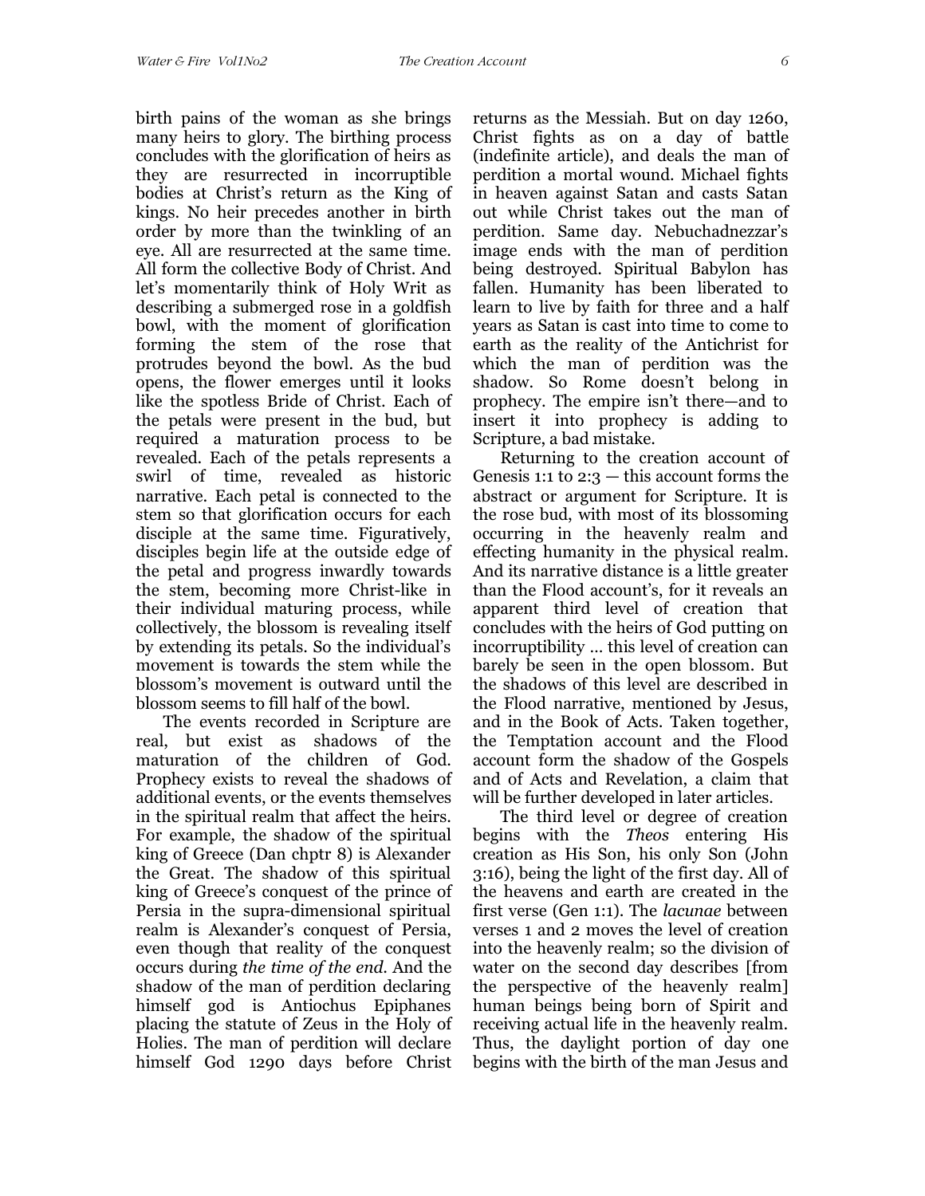birth pains of the woman as she brings many heirs to glory. The birthing process concludes with the glorification of heirs as they are resurrected in incorruptible bodies at Christ's return as the King of kings. No heir precedes another in birth order by more than the twinkling of an eye. All are resurrected at the same time. All form the collective Body of Christ. And let's momentarily think of Holy Writ as describing a submerged rose in a goldfish bowl, with the moment of glorification forming the stem of the rose that protrudes beyond the bowl. As the bud opens, the flower emerges until it looks like the spotless Bride of Christ. Each of the petals were present in the bud, but required a maturation process to be revealed. Each of the petals represents a swirl of time, revealed as historic narrative. Each petal is connected to the stem so that glorification occurs for each disciple at the same time. Figuratively, disciples begin life at the outside edge of the petal and progress inwardly towards the stem, becoming more Christ-like in their individual maturing process, while collectively, the blossom is revealing itself by extending its petals. So the individual's movement is towards the stem while the blossom's movement is outward until the blossom seems to fill half of the bowl.

The events recorded in Scripture are real, but exist as shadows of the maturation of the children of God. Prophecy exists to reveal the shadows of additional events, or the events themselves in the spiritual realm that affect the heirs. For example, the shadow of the spiritual king of Greece (Dan chptr 8) is Alexander the Great. The shadow of this spiritual king of Greece's conquest of the prince of Persia in the supra-dimensional spiritual realm is Alexander's conquest of Persia, even though that reality of the conquest occurs during *the time of the end*. And the shadow of the man of perdition declaring himself god is Antiochus Epiphanes placing the statute of Zeus in the Holy of Holies. The man of perdition will declare himself God 1290 days before Christ returns as the Messiah. But on day 1260, Christ fights as on a day of battle (indefinite article), and deals the man of perdition a mortal wound. Michael fights in heaven against Satan and casts Satan out while Christ takes out the man of perdition. Same day. Nebuchadnezzar's image ends with the man of perdition being destroyed. Spiritual Babylon has fallen. Humanity has been liberated to learn to live by faith for three and a half years as Satan is cast into time to come to earth as the reality of the Antichrist for which the man of perdition was the shadow. So Rome doesn't belong in prophecy. The empire isn't there—and to insert it into prophecy is adding to Scripture, a bad mistake.

Returning to the creation account of Genesis 1:1 to 2:3 — this account forms the abstract or argument for Scripture. It is the rose bud, with most of its blossoming occurring in the heavenly realm and effecting humanity in the physical realm. And its narrative distance is a little greater than the Flood account's, for it reveals an apparent third level of creation that concludes with the heirs of God putting on incorruptibility ... this level of creation can barely be seen in the open blossom. But the shadows of this level are described in the Flood narrative, mentioned by Jesus, and in the Book of Acts. Taken together, the Temptation account and the Flood account form the shadow of the Gospels and of Acts and Revelation, a claim that will be further developed in later articles.

The third level or degree of creation begins with the *Theos* entering His creation as His Son, his only Son (John 3:16), being the light of the first day. All of the heavens and earth are created in the first verse (Gen 1:1). The *lacunae* between verses 1 and 2 moves the level of creation into the heavenly realm; so the division of water on the second day describes [from the perspective of the heavenly realm] human beings being born of Spirit and receiving actual life in the heavenly realm. Thus, the daylight portion of day one begins with the birth of the man Jesus and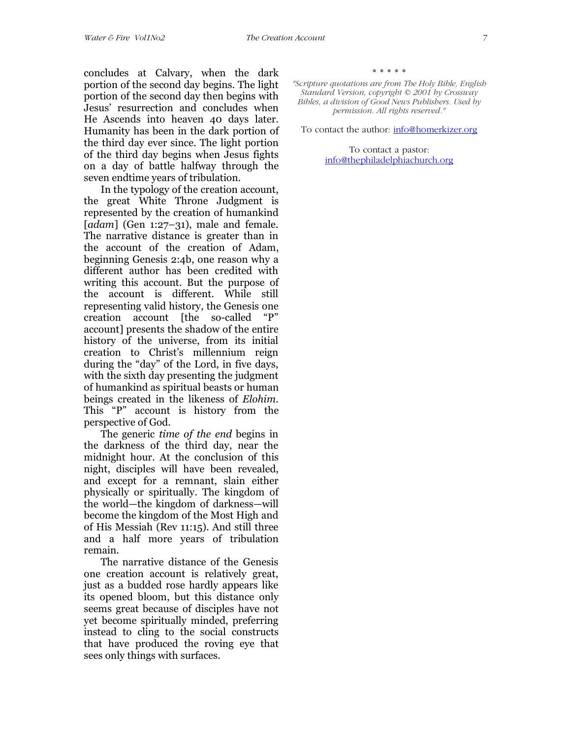concludes at Calvary, when the dark portion of the second day begins. The light portion of the second day then begins with Jesus' resurrection and concludes when He Ascends into heaven 40 days later. Humanity has been in the dark portion of the third day ever since. The light portion of the third day begins when Jesus fights on a day of battle halfway through the seven endtime years of tribulation.

In the typology of the creation account, the great White Throne Judgment is represented by the creation of humankind [*adam*] (Gen 1:27–31), male and female. The narrative distance is greater than in the account of the creation of Adam, beginning Genesis 2:4b, one reason why a different author has been credited with writing this account. But the purpose of the account is different. While still representing valid history, the Genesis one creation account [the so-called "P" account] presents the shadow of the entire history of the universe, from its initial creation to Christ's millennium reign during the "day" of the Lord, in five days, with the sixth day presenting the judgment of humankind as spiritual beasts or human beings created in the likeness of *Elohim*. This "P" account is history from the perspective of God.

The generic *time of the end* begins in the darkness of the third day, near the midnight hour. At the conclusion of this night, disciples will have been revealed, and except for a remnant, slain either physically or spiritually. The kingdom of the world—the kingdom of darkness—will become the kingdom of the Most High and of His Messiah (Rev 11:15). And still three and a half more years of tribulation remain.

The narrative distance of the Genesis one creation account is relatively great, just as a budded rose hardly appears like its opened bloom, but this distance only seems great because of disciples have not yet become spiritually minded, preferring instead to cling to the social constructs that have produced the roving eye that sees only things with surfaces.

\* \* \* \* \*

*"Scripture quotations are from The Holy Bible, English Standard Version, copyright © 2001 by Crossway Bibles, a division of Good News Publishers. Used by permission. All rights reserved."*

To contact the author: info@homerkizer.org

To contact a pastor: info@thephiladelphiachurch.org